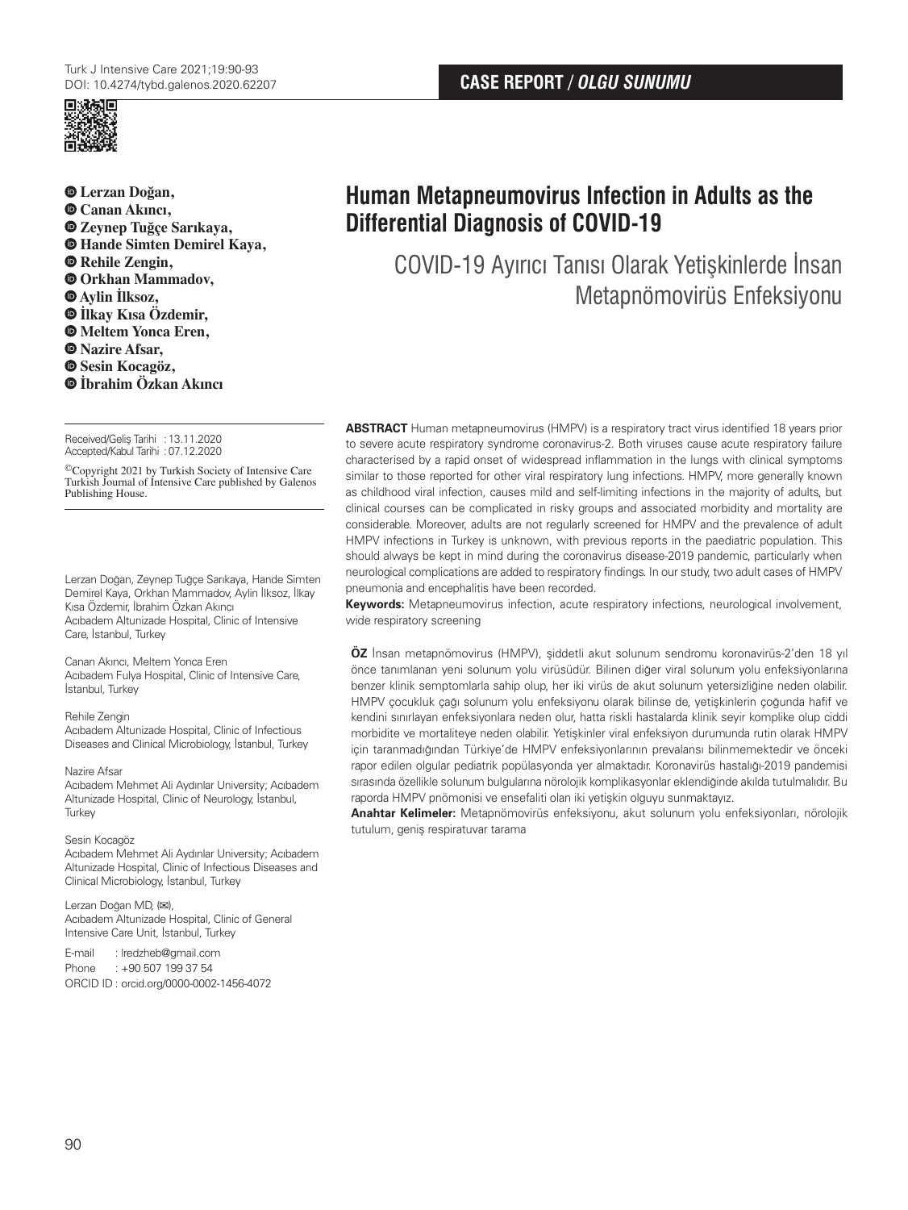CASE REPORT / *OLGU SUNUMU*

# Human Metapneumovirus Infection in Adults as the Differential Diagnosis of COVID-19

## COVID-19 Ayırıcı Tanısı Olarak Yetişkinlerde İnsan Metapnömovirüs Enfeksiyonu

**Lerzan Doğan, Canan Akıncı, Zeynep Tuğçe Sarıkaya, Hande Simten Demirel Kaya, Rehile Zengin, Orkhan Mammadov, Aylin İlksoz, İlkay Kısa Özdemir, Meltem Yonca Eren, Nazire Afsar, Sesin Kocagöz, İbrahim Özkan Akıncı**

Received/Geliş Tarihi : 13.11.2020
Accepted/Kabul Tarihi : 07.12.2020

©Copyright 2021 by Turkish Society of Intensive Care
Turkish Journal of Intensive Care published by Galenos Publishing House.

Lerzan Doğan, Zeynep Tuğçe Sarıkaya, Hande Simten Demirel Kaya, Orkhan Mammadov, Aylin İlksoz, İlkay Kısa Özdemir, İbrahim Özkan Akıncı
Acıbadem Altunizade Hospital, Clinic of Intensive Care, İstanbul, Turkey

Canan Akıncı, Meltem Yonca Eren
Acıbadem Fulya Hospital, Clinic of Intensive Care, İstanbul, Turkey

Rehile Zengin
Acıbadem Altunizade Hospital, Clinic of Infectious Diseases and Clinical Microbiology, İstanbul, Turkey

Nazire Afsar
Acıbadem Mehmet Ali Aydınlar University; Acıbadem Altunizade Hospital, Clinic of Neurology, İstanbul, Turkey

Sesin Kocagöz
Acıbadem Mehmet Ali Aydınlar University; Acıbadem Altunizade Hospital, Clinic of Infectious Diseases and Clinical Microbiology, İstanbul, Turkey

Lerzan Doğan MD, (✉),
Acıbadem Altunizade Hospital, Clinic of General Intensive Care Unit, İstanbul, Turkey

E-mail : lredzheb@gmail.com
Phone : +90 507 199 37 54
ORCID ID : orcid.org/0000-0002-1456-4072

**ABSTRACT** Human metapneumovirus (HMPV) is a respiratory tract virus identified 18 years prior to severe acute respiratory syndrome coronavirus-2. Both viruses cause acute respiratory failure characterised by a rapid onset of widespread inflammation in the lungs with clinical symptoms similar to those reported for other viral respiratory lung infections. HMPV, more generally known as childhood viral infection, causes mild and self-limiting infections in the majority of adults, but clinical courses can be complicated in risky groups and associated morbidity and mortality are considerable. Moreover, adults are not regularly screened for HMPV and the prevalence of adult HMPV infections in Turkey is unknown, with previous reports in the paediatric population. This should always be kept in mind during the coronavirus disease-2019 pandemic, particularly when neurological complications are added to respiratory findings. In our study, two adult cases of HMPV pneumonia and encephalitis have been recorded.

**Keywords:** Metapneumovirus infection, acute respiratory infections, neurological involvement, wide respiratory screening

**ÖZ** İnsan metapnömovirus (HMPV), şiddetli akut solunum sendromu koronavirüs-2'den 18 yıl önce tanımlanan yeni solunum yolu virüsüdür. Bilinen diğer viral solunum yolu enfeksiyonlarına benzer klinik semptomlarla sahip olup, her iki virüs de akut solunum yetersizliğine neden olabilir. HMPV çocukluk çağı solunum yolu enfeksiyonu olarak bilinse de, yetişkinlerin çoğunda hafif ve kendini sınırlayan enfeksiyonlara neden olur, hatta riskli hastalarda klinik seyir komplike olup ciddi morbidite ve mortaliteye neden olabilir. Yetişkinler viral enfeksiyon durumunda rutin olarak HMPV için taranmadığından Türkiye'de HMPV enfeksiyonlarının prevalansı bilinmemektedir ve önceki rapor edilen olgular pediatrik popülasyonda yer almaktadır. Koronavirüs hastalığı-2019 pandemisi sırasında özellikle solunum bulgularına nörolojik komplikasyonlar eklendiğinde akılda tutulmalıdır. Bu raporda HMPV pnömonisi ve ensefaliti olan iki yetişkin olguyu sunmaktayız.

**Anahtar Kelimeler:** Metapnömovirüs enfeksiyonu, akut solunum yolu enfeksiyonları, nörolojik tutulum, geniş respiratuvar tarama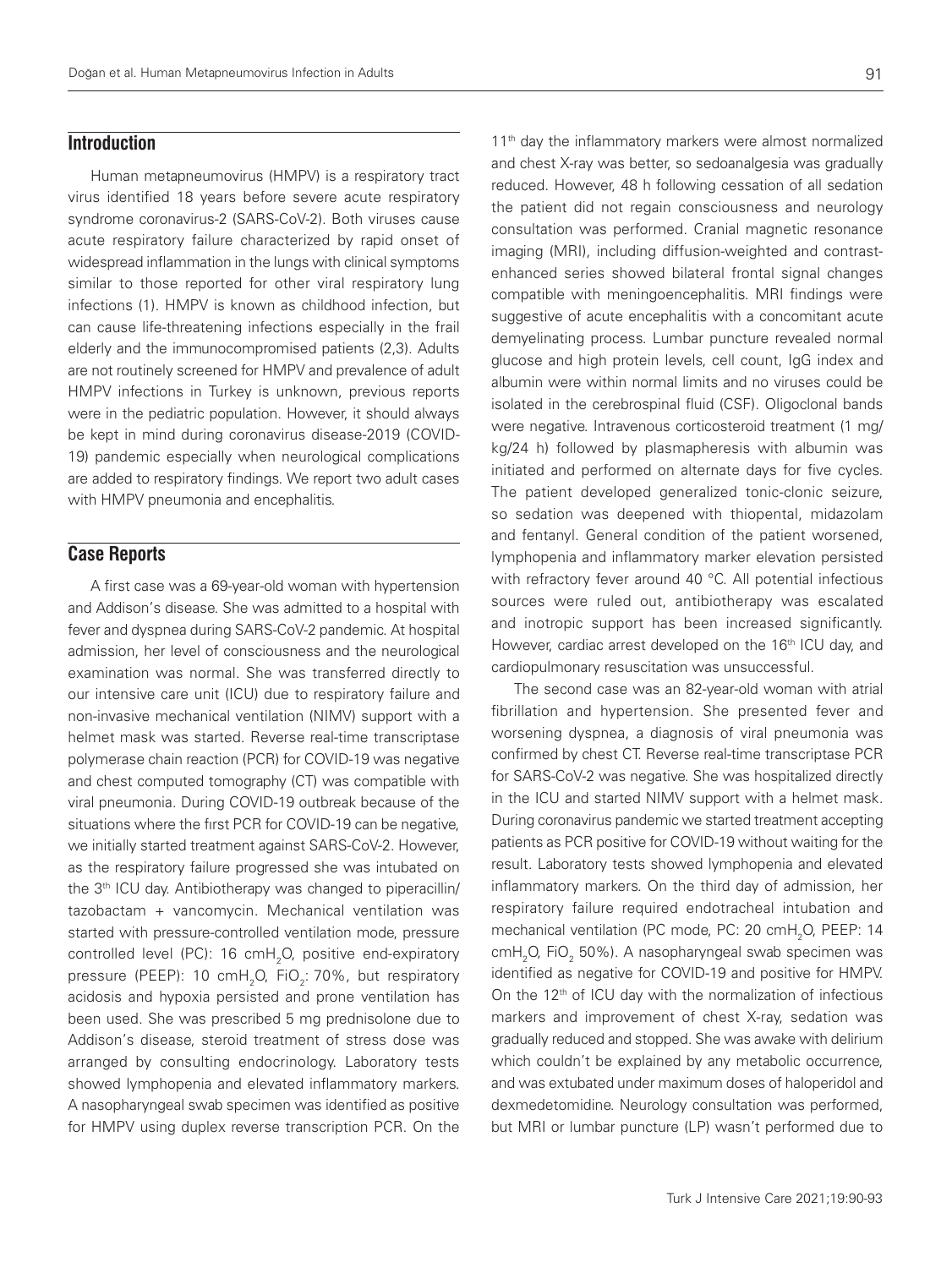## Introduction

Human metapneumovirus (HMPV) is a respiratory tract virus identified 18 years before severe acute respiratory syndrome coronavirus-2 (SARS-CoV-2). Both viruses cause acute respiratory failure characterized by rapid onset of widespread inflammation in the lungs with clinical symptoms similar to those reported for other viral respiratory lung infections (1). HMPV is known as childhood infection, but can cause life-threatening infections especially in the frail elderly and the immunocompromised patients (2,3). Adults are not routinely screened for HMPV and prevalence of adult HMPV infections in Turkey is unknown, previous reports were in the pediatric population. However, it should always be kept in mind during coronavirus disease-2019 (COVID-19) pandemic especially when neurological complications are added to respiratory findings. We report two adult cases with HMPV pneumonia and encephalitis.

## Case Reports

A first case was a 69-year-old woman with hypertension and Addison's disease. She was admitted to a hospital with fever and dyspnea during SARS-CoV-2 pandemic. At hospital admission, her level of consciousness and the neurological examination was normal. She was transferred directly to our intensive care unit (ICU) due to respiratory failure and non-invasive mechanical ventilation (NIMV) support with a helmet mask was started. Reverse real-time transcriptase polymerase chain reaction (PCR) for COVID-19 was negative and chest computed tomography (CT) was compatible with viral pneumonia. During COVID-19 outbreak because of the situations where the first PCR for COVID-19 can be negative, we initially started treatment against SARS-CoV-2. However, as the respiratory failure progressed she was intubated on the 3rd ICU day. Antibiotherapy was changed to piperacillin/tazobactam + vancomycin. Mechanical ventilation was started with pressure-controlled ventilation mode, pressure controlled level (PC): 16 $cmH_2O$, positive end-expiratory pressure (PEEP): 10 $cmH_2O$, $FiO_2$: 70%, but respiratory acidosis and hypoxia persisted and prone ventilation has been used. She was prescribed 5 mg prednisolone due to Addison's disease, steroid treatment of stress dose was arranged by consulting endocrinology. Laboratory tests showed lymphopenia and elevated inflammatory markers. A nasopharyngeal swab specimen was identified as positive for HMPV using duplex reverse transcription PCR. On the 11th day the inflammatory markers were almost normalized and chest X-ray was better, so sedoanalgesia was gradually reduced. However, 48 h following cessation of all sedation the patient did not regain consciousness and neurology consultation was performed. Cranial magnetic resonance imaging (MRI), including diffusion-weighted and contrast-enhanced series showed bilateral frontal signal changes compatible with meningoencephalitis. MRI findings were suggestive of acute encephalitis with a concomitant acute demyelinating process. Lumbar puncture revealed normal glucose and high protein levels, cell count, IgG index and albumin were within normal limits and no viruses could be isolated in the cerebrospinal fluid (CSF). Oligoclonal bands were negative. Intravenous corticosteroid treatment (1 mg/kg/24 h) followed by plasmapheresis with albumin was initiated and performed on alternate days for five cycles. The patient developed generalized tonic-clonic seizure, so sedation was deepened with thiopental, midazolam and fentanyl. General condition of the patient worsened, lymphopenia and inflammatory marker elevation persisted with refractory fever around 40 °C. All potential infectious sources were ruled out, antibiotherapy was escalated and inotropic support has been increased significantly. However, cardiac arrest developed on the 16th ICU day, and cardiopulmonary resuscitation was unsuccessful.

The second case was an 82-year-old woman with atrial fibrillation and hypertension. She presented fever and worsening dyspnea, a diagnosis of viral pneumonia was confirmed by chest CT. Reverse real-time transcriptase PCR for SARS-CoV-2 was negative. She was hospitalized directly in the ICU and started NIMV support with a helmet mask. During coronavirus pandemic we started treatment accepting patients as PCR positive for COVID-19 without waiting for the result. Laboratory tests showed lymphopenia and elevated inflammatory markers. On the third day of admission, her respiratory failure required endotracheal intubation and mechanical ventilation (PC mode, PC: 20 $cmH_2O$, PEEP: 14 $cmH_2O$, $FiO_2$ 50%). A nasopharyngeal swab specimen was identified as negative for COVID-19 and positive for HMPV. On the 12th of ICU day with the normalization of infectious markers and improvement of chest X-ray, sedation was gradually reduced and stopped. She was awake with delirium which couldn't be explained by any metabolic occurrence, and was extubated under maximum doses of haloperidol and dexmedetomidine. Neurology consultation was performed, but MRI or lumbar puncture (LP) wasn't performed due to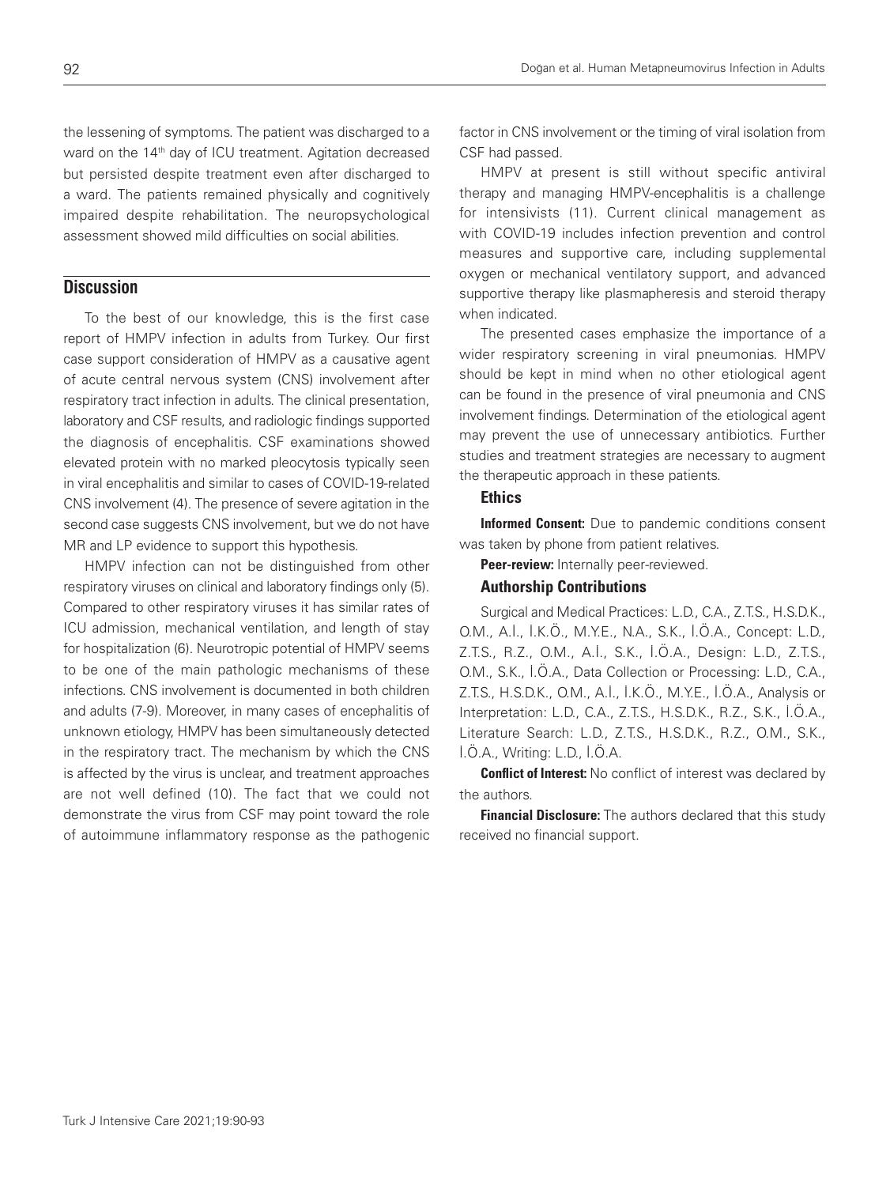the lessening of symptoms. The patient was discharged to a ward on the 14th day of ICU treatment. Agitation decreased but persisted despite treatment even after discharged to a ward. The patients remained physically and cognitively impaired despite rehabilitation. The neuropsychological assessment showed mild difficulties on social abilities.

## Discussion

To the best of our knowledge, this is the first case report of HMPV infection in adults from Turkey. Our first case support consideration of HMPV as a causative agent of acute central nervous system (CNS) involvement after respiratory tract infection in adults. The clinical presentation, laboratory and CSF results, and radiologic findings supported the diagnosis of encephalitis. CSF examinations showed elevated protein with no marked pleocytosis typically seen in viral encephalitis and similar to cases of COVID-19-related CNS involvement (4). The presence of severe agitation in the second case suggests CNS involvement, but we do not have MR and LP evidence to support this hypothesis.

HMPV infection can not be distinguished from other respiratory viruses on clinical and laboratory findings only (5). Compared to other respiratory viruses it has similar rates of ICU admission, mechanical ventilation, and length of stay for hospitalization (6). Neurotropic potential of HMPV seems to be one of the main pathologic mechanisms of these infections. CNS involvement is documented in both children and adults (7-9). Moreover, in many cases of encephalitis of unknown etiology, HMPV has been simultaneously detected in the respiratory tract. The mechanism by which the CNS is affected by the virus is unclear, and treatment approaches are not well defined (10). The fact that we could not demonstrate the virus from CSF may point toward the role of autoimmune inflammatory response as the pathogenic factor in CNS involvement or the timing of viral isolation from CSF had passed.

HMPV at present is still without specific antiviral therapy and managing HMPV-encephalitis is a challenge for intensivists (11). Current clinical management as with COVID-19 includes infection prevention and control measures and supportive care, including supplemental oxygen or mechanical ventilatory support, and advanced supportive therapy like plasmapheresis and steroid therapy when indicated.

The presented cases emphasize the importance of a wider respiratory screening in viral pneumonias. HMPV should be kept in mind when no other etiological agent can be found in the presence of viral pneumonia and CNS involvement findings. Determination of the etiological agent may prevent the use of unnecessary antibiotics. Further studies and treatment strategies are necessary to augment the therapeutic approach in these patients.

### Ethics

**Informed Consent:** Due to pandemic conditions consent was taken by phone from patient relatives.

**Peer-review:** Internally peer-reviewed.

### Authorship Contributions

Surgical and Medical Practices: L.D., C.A., Z.T.S., H.S.D.K., O.M., A.İ., İ.K.Ö., M.Y.E., N.A., S.K., İ.Ö.A., Concept: L.D., Z.T.S., R.Z., O.M., A.İ., S.K., İ.Ö.A., Design: L.D., Z.T.S., O.M., S.K., İ.Ö.A., Data Collection or Processing: L.D., C.A., Z.T.S., H.S.D.K., O.M., A.İ., İ.K.Ö., M.Y.E., İ.Ö.A., Analysis or Interpretation: L.D., C.A., Z.T.S., H.S.D.K., R.Z., S.K., İ.Ö.A., Literature Search: L.D., Z.T.S., H.S.D.K., R.Z., O.M., S.K., İ.Ö.A., Writing: L.D., İ.Ö.A.

**Conflict of Interest:** No conflict of interest was declared by the authors.

**Financial Disclosure:** The authors declared that this study received no financial support.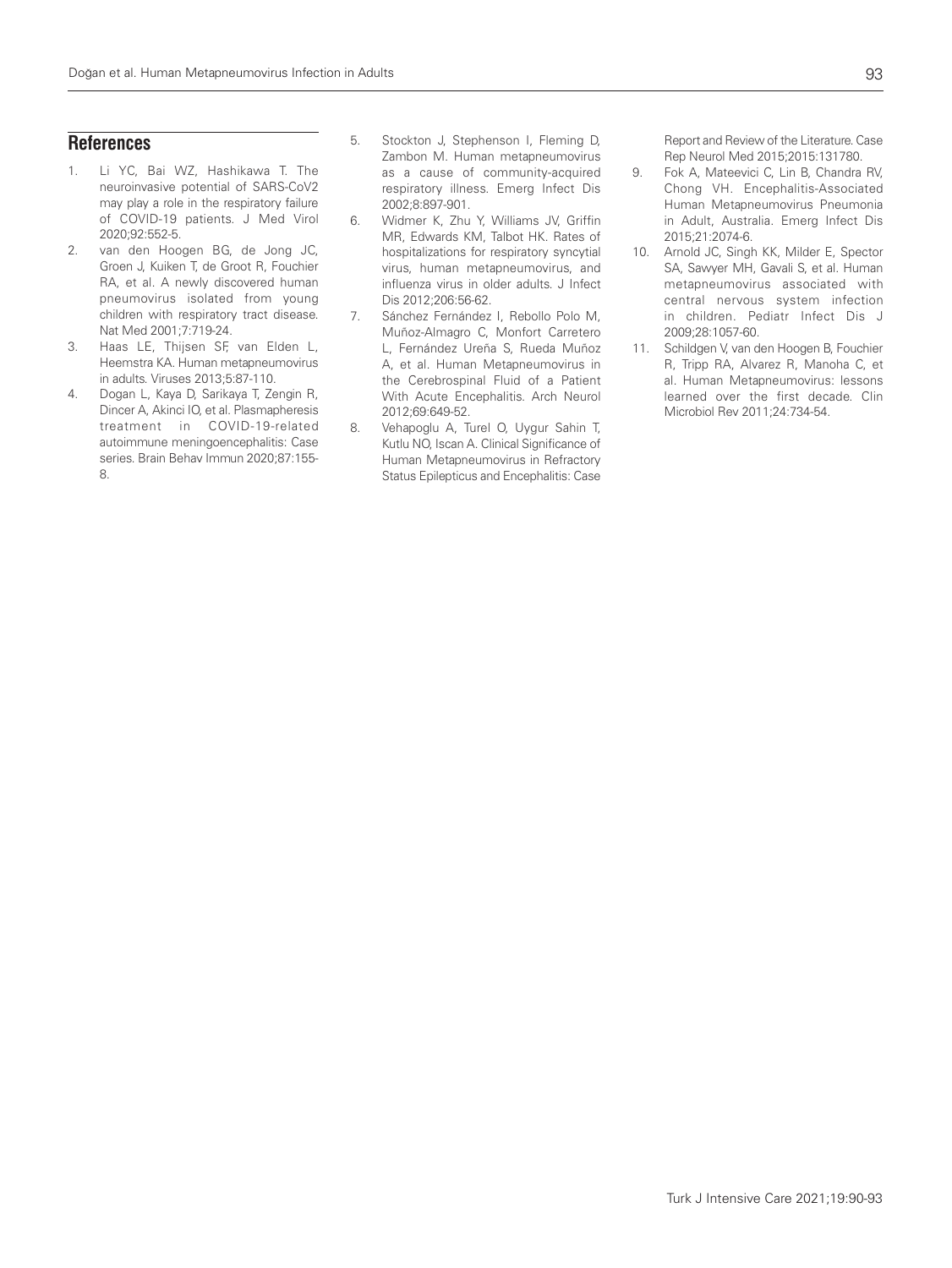## References

1. Li YC, Bai WZ, Hashikawa T. The neuroinvasive potential of SARS-CoV2 may play a role in the respiratory failure of COVID-19 patients. J Med Virol 2020;92:552-5.
2. van den Hoogen BG, de Jong JC, Groen J, Kuiken T, de Groot R, Fouchier RA, et al. A newly discovered human pneumovirus isolated from young children with respiratory tract disease. Nat Med 2001;7:719-24.
3. Haas LE, Thijsen SF, van Elden L, Heemstra KA. Human metapneumovirus in adults. Viruses 2013;5:87-110.
4. Dogan L, Kaya D, Sarikaya T, Zengin R, Dincer A, Akinci IO, et al. Plasmapheresis treatment in COVID-19-related autoimmune meningoencephalitis: Case series. Brain Behav Immun 2020;87:155-8.
5. Stockton J, Stephenson I, Fleming D, Zambon M. Human metapneumovirus as a cause of community-acquired respiratory illness. Emerg Infect Dis 2002;8:897-901.
6. Widmer K, Zhu Y, Williams JV, Griffin MR, Edwards KM, Talbot HK. Rates of hospitalizations for respiratory syncytial virus, human metapneumovirus, and influenza virus in older adults. J Infect Dis 2012;206:56-62.
7. Sánchez Fernández I, Rebollo Polo M, Muñoz-Almagro C, Monfort Carretero L, Fernández Ureña S, Rueda Muñoz A, et al. Human Metapneumovirus in the Cerebrospinal Fluid of a Patient With Acute Encephalitis. Arch Neurol 2012;69:649-52.
8. Vehapoglu A, Turel O, Uygur Sahin T, Kutlu NO, Iscan A. Clinical Significance of Human Metapneumovirus in Refractory Status Epilepticus and Encephalitis: Case Report and Review of the Literature. Case Rep Neurol Med 2015;2015:131780.
9. Fok A, Mateevici C, Lin B, Chandra RV, Chong VH. Encephalitis-Associated Human Metapneumovirus Pneumonia in Adult, Australia. Emerg Infect Dis 2015;21:2074-6.
10. Arnold JC, Singh KK, Milder E, Spector SA, Sawyer MH, Gavali S, et al. Human metapneumovirus associated with central nervous system infection in children. Pediatr Infect Dis J 2009;28:1057-60.
11. Schildgen V, van den Hoogen B, Fouchier R, Tripp RA, Alvarez R, Manoha C, et al. Human Metapneumovirus: lessons learned over the first decade. Clin Microbiol Rev 2011;24:734-54.